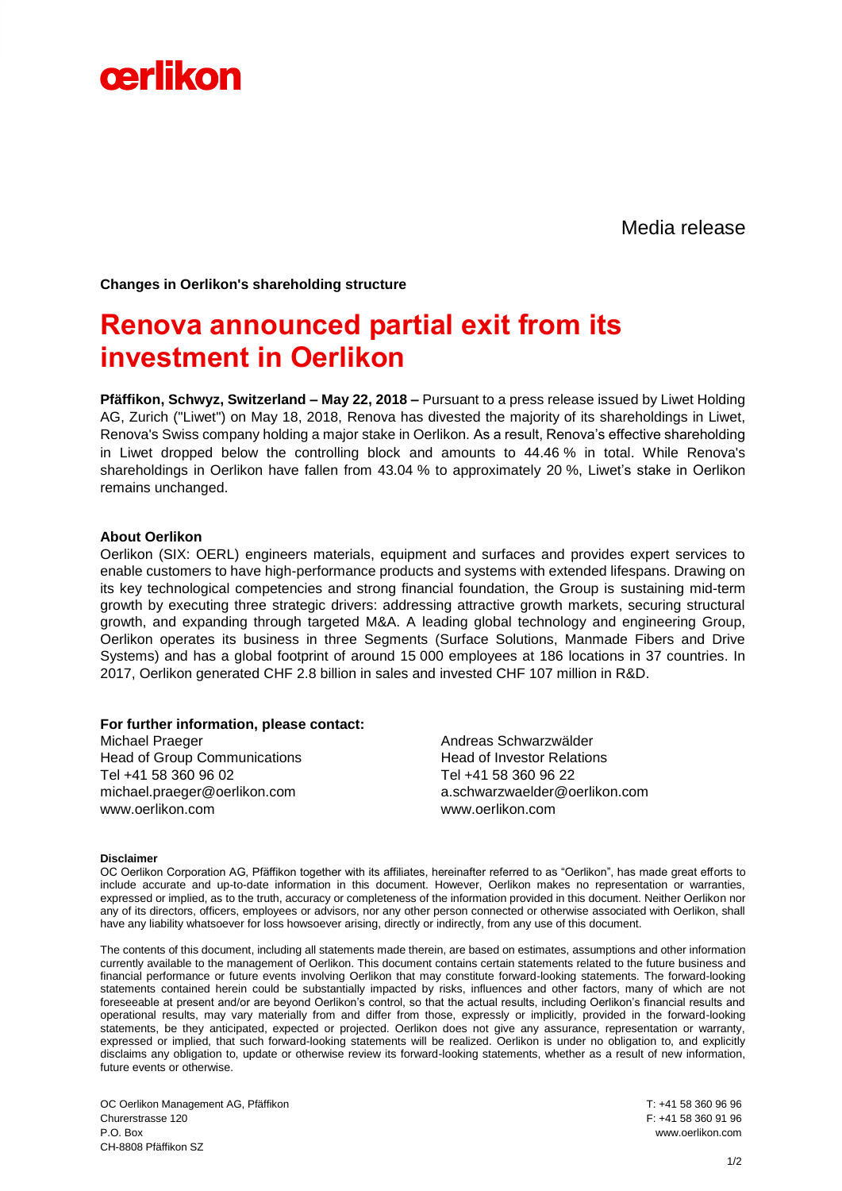oerlikon

Media release

**Changes in Oerlikon's shareholding structure**

# Renova announced partial exit from its investment in Oerlikon

**Pfäffikon, Schwyz, Switzerland – May 22, 2018 –** Pursuant to a press release issued by Liwet Holding AG, Zurich ("Liwet") on May 18, 2018, Renova has divested the majority of its shareholdings in Liwet, Renova's Swiss company holding a major stake in Oerlikon. As a result, Renova's effective shareholding in Liwet dropped below the controlling block and amounts to 44.46 % in total. While Renova's shareholdings in Oerlikon have fallen from 43.04 % to approximately 20 %, Liwet's stake in Oerlikon remains unchanged.

**About Oerlikon**

Oerlikon (SIX: OERL) engineers materials, equipment and surfaces and provides expert services to enable customers to have high-performance products and systems with extended lifespans. Drawing on its key technological competencies and strong financial foundation, the Group is sustaining mid-term growth by executing three strategic drivers: addressing attractive growth markets, securing structural growth, and expanding through targeted M&A. A leading global technology and engineering Group, Oerlikon operates its business in three Segments (Surface Solutions, Manmade Fibers and Drive Systems) and has a global footprint of around 15 000 employees at 186 locations in 37 countries. In 2017, Oerlikon generated CHF 2.8 billion in sales and invested CHF 107 million in R&D.

**For further information, please contact:**

Michael Praeger
Head of Group Communications
Tel +41 58 360 96 02
michael.praeger@oerlikon.com
www.oerlikon.com

Andreas Schwarzwälder
Head of Investor Relations
Tel +41 58 360 96 22
a.schwarzwaelder@oerlikon.com
www.oerlikon.com

**Disclaimer**

OC Oerlikon Corporation AG, Pfäffikon together with its affiliates, hereinafter referred to as "Oerlikon", has made great efforts to include accurate and up-to-date information in this document. However, Oerlikon makes no representation or warranties, expressed or implied, as to the truth, accuracy or completeness of the information provided in this document. Neither Oerlikon nor any of its directors, officers, employees or advisors, nor any other person connected or otherwise associated with Oerlikon, shall have any liability whatsoever for loss howsoever arising, directly or indirectly, from any use of this document.

The contents of this document, including all statements made therein, are based on estimates, assumptions and other information currently available to the management of Oerlikon. This document contains certain statements related to the future business and financial performance or future events involving Oerlikon that may constitute forward-looking statements. The forward-looking statements contained herein could be substantially impacted by risks, influences and other factors, many of which are not foreseeable at present and/or are beyond Oerlikon's control, so that the actual results, including Oerlikon's financial results and operational results, may vary materially from and differ from those, expressly or implicitly, provided in the forward-looking statements, be they anticipated, expected or projected. Oerlikon does not give any assurance, representation or warranty, expressed or implied, that such forward-looking statements will be realized. Oerlikon is under no obligation to, and explicitly disclaims any obligation to, update or otherwise review its forward-looking statements, whether as a result of new information, future events or otherwise.

OC Oerlikon Management AG, Pfäffikon
Churerstrasse 120
P.O. Box
CH-8808 Pfäffikon SZ

T: +41 58 360 96 96
F: +41 58 360 91 96
www.oerlikon.com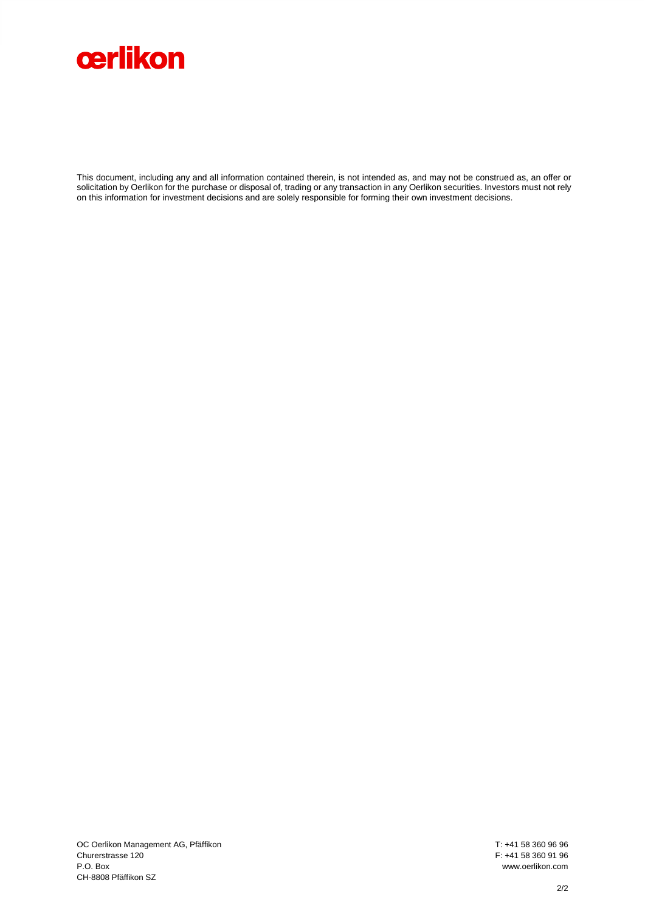This document, including any and all information contained therein, is not intended as, and may not be construed as, an offer or solicitation by Oerlikon for the purchase or disposal of, trading or any transaction in any Oerlikon securities. Investors must not rely on this information for investment decisions and are solely responsible for forming their own investment decisions.

OC Oerlikon Management AG, Pfäffikon
Churerstrasse 120
P.O. Box
CH-8808 Pfäffikon SZ

T: +41 58 360 96 96
F: +41 58 360 91 96
www.oerlikon.com